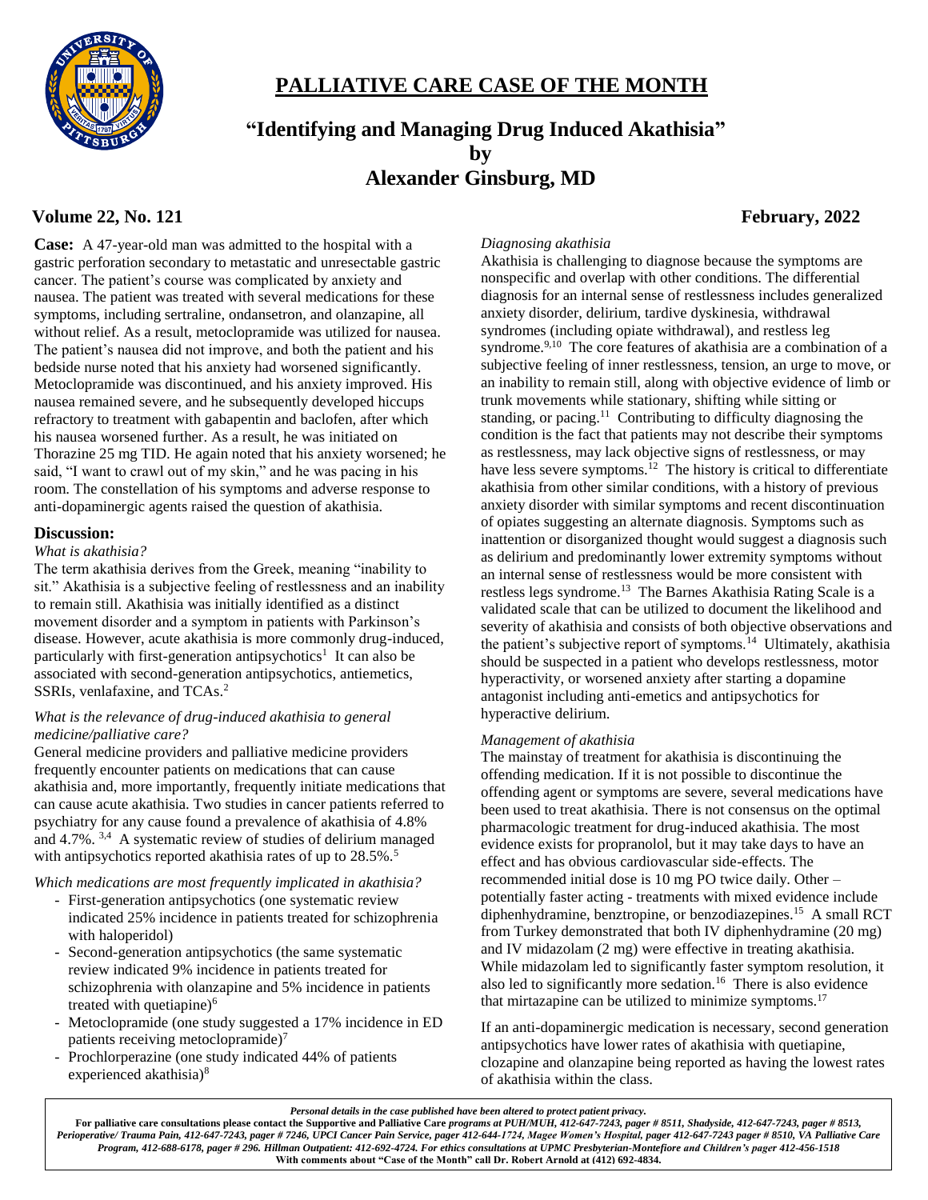# PALLIATIVE CARE CASE OF THE MONTH

## "Identifying and Managing Drug Induced Akathisia"
## by
## Alexander Ginsburg, MD

**Volume 22, No. 121** **February, 2022**

**Case:** A 47-year-old man was admitted to the hospital with a gastric perforation secondary to metastatic and unresectable gastric cancer. The patient's course was complicated by anxiety and nausea. The patient was treated with several medications for these symptoms, including sertraline, ondansetron, and olanzapine, all without relief. As a result, metoclopramide was utilized for nausea. The patient's nausea did not improve, and both the patient and his bedside nurse noted that his anxiety had worsened significantly. Metoclopramide was discontinued, and his anxiety improved. His nausea remained severe, and he subsequently developed hiccups refractory to treatment with gabapentin and baclofen, after which his nausea worsened further. As a result, he was initiated on Thorazine 25 mg TID. He again noted that his anxiety worsened; he said, "I want to crawl out of my skin," and he was pacing in his room. The constellation of his symptoms and adverse response to anti-dopaminergic agents raised the question of akathisia.

### Discussion:

*What is akathisia?*

The term akathisia derives from the Greek, meaning "inability to sit." Akathisia is a subjective feeling of restlessness and an inability to remain still. Akathisia was initially identified as a distinct movement disorder and a symptom in patients with Parkinson's disease. However, acute akathisia is more commonly drug-induced, particularly with first-generation antipsychotics[1] It can also be associated with second-generation antipsychotics, antiemetics, SSRIs, venlafaxine, and TCAs.[2]

*What is the relevance of drug-induced akathisia to general medicine/palliative care?*

General medicine providers and palliative medicine providers frequently encounter patients on medications that can cause akathisia and, more importantly, frequently initiate medications that can cause acute akathisia. Two studies in cancer patients referred to psychiatry for any cause found a prevalence of akathisia of 4.8% and 4.7%. [3,4] A systematic review of studies of delirium managed with antipsychotics reported akathisia rates of up to 28.5%.[5]

*Which medications are most frequently implicated in akathisia?*

- First-generation antipsychotics (one systematic review indicated 25% incidence in patients treated for schizophrenia with haloperidol)
- Second-generation antipsychotics (the same systematic review indicated 9% incidence in patients treated for schizophrenia with olanzapine and 5% incidence in patients treated with quetiapine)[6]
- Metoclopramide (one study suggested a 17% incidence in ED patients receiving metoclopramide)[7]
- Prochlorperazine (one study indicated 44% of patients experienced akathisia)[8]

*Diagnosing akathisia*

Akathisia is challenging to diagnose because the symptoms are nonspecific and overlap with other conditions. The differential diagnosis for an internal sense of restlessness includes generalized anxiety disorder, delirium, tardive dyskinesia, withdrawal syndromes (including opiate withdrawal), and restless leg syndrome.[9,10] The core features of akathisia are a combination of a subjective feeling of inner restlessness, tension, an urge to move, or an inability to remain still, along with objective evidence of limb or trunk movements while stationary, shifting while sitting or standing, or pacing.[11] Contributing to difficulty diagnosing the condition is the fact that patients may not describe their symptoms as restlessness, may lack objective signs of restlessness, or may have less severe symptoms.[12] The history is critical to differentiate akathisia from other similar conditions, with a history of previous anxiety disorder with similar symptoms and recent discontinuation of opiates suggesting an alternate diagnosis. Symptoms such as inattention or disorganized thought would suggest a diagnosis such as delirium and predominantly lower extremity symptoms without an internal sense of restlessness would be more consistent with restless legs syndrome.[13] The Barnes Akathisia Rating Scale is a validated scale that can be utilized to document the likelihood and severity of akathisia and consists of both objective observations and the patient's subjective report of symptoms.[14] Ultimately, akathisia should be suspected in a patient who develops restlessness, motor hyperactivity, or worsened anxiety after starting a dopamine antagonist including anti-emetics and antipsychotics for hyperactive delirium.

*Management of akathisia*

The mainstay of treatment for akathisia is discontinuing the offending medication. If it is not possible to discontinue the offending agent or symptoms are severe, several medications have been used to treat akathisia. There is not consensus on the optimal pharmacologic treatment for drug-induced akathisia. The most evidence exists for propranolol, but it may take days to have an effect and has obvious cardiovascular side-effects. The recommended initial dose is 10 mg PO twice daily. Other – potentially faster acting - treatments with mixed evidence include diphenhydramine, benztropine, or benzodiazepines.[15] A small RCT from Turkey demonstrated that both IV diphenhydramine (20 mg) and IV midazolam (2 mg) were effective in treating akathisia. While midazolam led to significantly faster symptom resolution, it also led to significantly more sedation.[16] There is also evidence that mirtazapine can be utilized to minimize symptoms.[17]

If an anti-dopaminergic medication is necessary, second generation antipsychotics have lower rates of akathisia with quetiapine, clozapine and olanzapine being reported as having the lowest rates of akathisia within the class.

*Personal details in the case published have been altered to protect patient privacy.*

**For palliative care consultations please contact the Supportive and Palliative Care *programs at PUH/MUH, 412-647-7243, pager # 8511, Shadyside, 412-647-7243, pager # 8513, Perioperative/ Trauma Pain, 412-647-7243, pager # 7246, UPCI Cancer Pain Service, pager 412-644-1724, Magee Women's Hospital, pager 412-647-7243 pager # 8510, VA Palliative Care Program, 412-688-6178, pager # 296. Hillman Outpatient: 412-692-4724. For ethics consultations at UPMC Presbyterian-Montefiore and Children's pager 412-456-1518*
With comments about "Case of the Month" call Dr. Robert Arnold at (412) 692-4834.**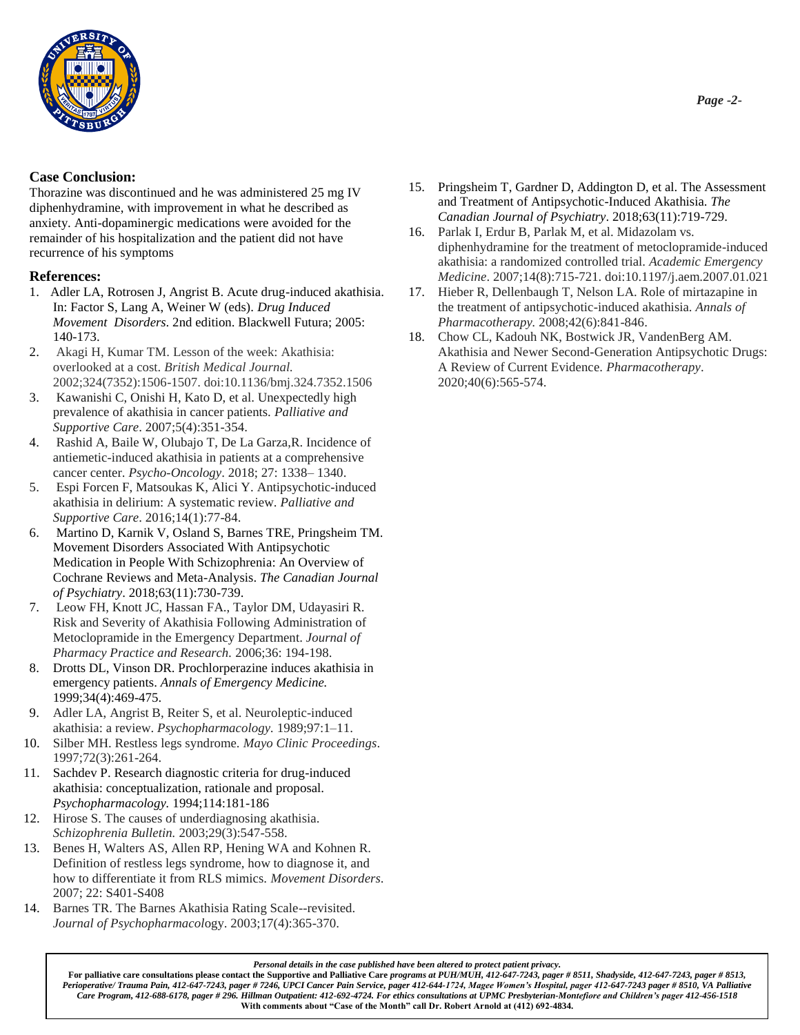## Case Conclusion:

Thorazine was discontinued and he was administered 25 mg IV diphenhydramine, with improvement in what he described as anxiety. Anti-dopaminergic medications were avoided for the remainder of his hospitalization and the patient did not have recurrence of his symptoms

## References:

1. Adler LA, Rotrosen J, Angrist B. Acute drug-induced akathisia. In: Factor S, Lang A, Weiner W (eds). *Drug Induced Movement Disorders*. 2nd edition. Blackwell Futura; 2005: 140-173.
2. Akagi H, Kumar TM. Lesson of the week: Akathisia: overlooked at a cost. *British Medical Journal.* 2002;324(7352):1506-1507. doi:10.1136/bmj.324.7352.1506
3. Kawanishi C, Onishi H, Kato D, et al. Unexpectedly high prevalence of akathisia in cancer patients. *Palliative and Supportive Care*. 2007;5(4):351-354.
4. Rashid A, Baile W, Olubajo T, De La Garza,R. Incidence of antiemetic-induced akathisia in patients at a comprehensive cancer center. *Psycho-Oncology*. 2018; 27: 1338– 1340.
5. Espi Forcen F, Matsoukas K, Alici Y. Antipsychotic-induced akathisia in delirium: A systematic review. *Palliative and Supportive Care*. 2016;14(1):77-84.
6. Martino D, Karnik V, Osland S, Barnes TRE, Pringsheim TM. Movement Disorders Associated With Antipsychotic Medication in People With Schizophrenia: An Overview of Cochrane Reviews and Meta-Analysis. *The Canadian Journal of Psychiatry*. 2018;63(11):730-739.
7. Leow FH, Knott JC, Hassan FA., Taylor DM, Udayasiri R. Risk and Severity of Akathisia Following Administration of Metoclopramide in the Emergency Department. *Journal of Pharmacy Practice and Research.* 2006;36: 194-198.
8. Drotts DL, Vinson DR. Prochlorperazine induces akathisia in emergency patients. *Annals of Emergency Medicine.* 1999;34(4):469-475.
9. Adler LA, Angrist B, Reiter S, et al. Neuroleptic-induced akathisia: a review. *Psychopharmacology.* 1989;97:1–11.
10. Silber MH. Restless legs syndrome. *Mayo Clinic Proceedings*. 1997;72(3):261-264.
11. Sachdev P. Research diagnostic criteria for drug-induced akathisia: conceptualization, rationale and proposal. *Psychopharmacology.* 1994;114:181-186
12. Hirose S. The causes of underdiagnosing akathisia. *Schizophrenia Bulletin.* 2003;29(3):547-558.
13. Benes H, Walters AS, Allen RP, Hening WA and Kohnen R. Definition of restless legs syndrome, how to diagnose it, and how to differentiate it from RLS mimics. *Movement Disorders*. 2007; 22: S401-S408
14. Barnes TR. The Barnes Akathisia Rating Scale--revisited. *Journal of Psychopharmacol*ogy. 2003;17(4):365-370.
15. Pringsheim T, Gardner D, Addington D, et al. The Assessment and Treatment of Antipsychotic-Induced Akathisia. *The Canadian Journal of Psychiatry*. 2018;63(11):719-729.
16. Parlak I, Erdur B, Parlak M, et al. Midazolam vs. diphenhydramine for the treatment of metoclopramide-induced akathisia: a randomized controlled trial. *Academic Emergency Medicine*. 2007;14(8):715-721. doi:10.1197/j.aem.2007.01.021
17. Hieber R, Dellenbaugh T, Nelson LA. Role of mirtazapine in the treatment of antipsychotic-induced akathisia. *Annals of Pharmacotherapy.* 2008;42(6):841-846.
18. Chow CL, Kadouh NK, Bostwick JR, VandenBerg AM. Akathisia and Newer Second-Generation Antipsychotic Drugs: A Review of Current Evidence. *Pharmacotherapy*. 2020;40(6):565-574.

*Personal details in the case published have been altered to protect patient privacy.*

**For palliative care consultations please contact the Supportive and Palliative Care** ***programs at PUH/MUH, 412-647-7243, pager # 8511, Shadyside, 412-647-7243, pager # 8513, Perioperative/ Trauma Pain, 412-647-7243, pager # 7246, UPCI Cancer Pain Service, pager 412-644-1724, Magee Women's Hospital, pager 412-647-7243 pager # 8510, VA Palliative Care Program, 412-688-6178, pager # 296. Hillman Outpatient: 412-692-4724. For ethics consultations at UPMC Presbyterian-Montefiore and Children's pager 412-456-1518***
**With comments about "Case of the Month" call Dr. Robert Arnold at (412) 692-4834.**